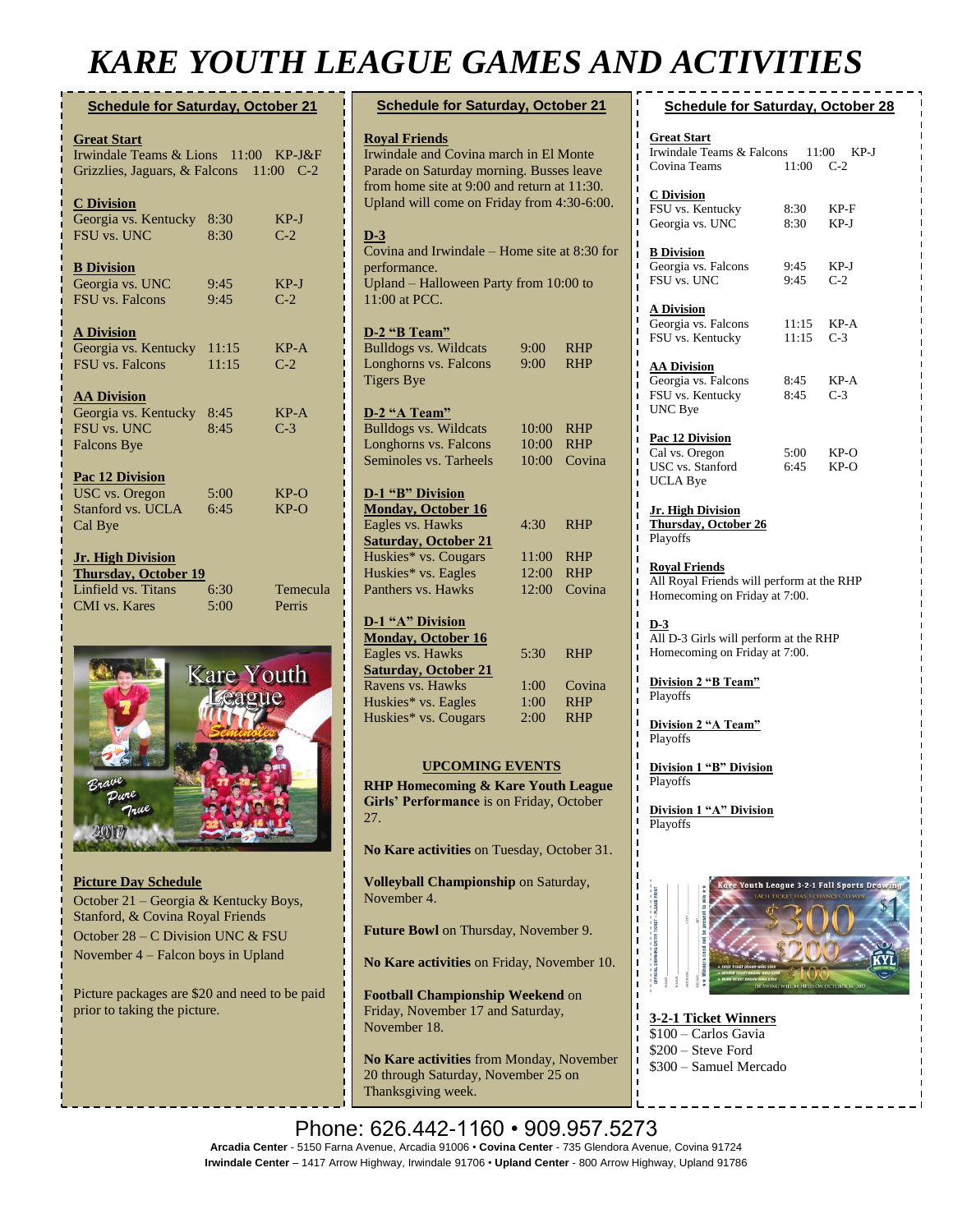# KARE YOUTH LEAGUE GAMES AND ACTIVITIES

## Schedule for Saturday, October 21

**Great Start**

Irwindale Teams & Lions 11:00 KP-J&F
Grizzlies, Jaguars, & Falcons 11:00 C-2

**C Division**

| | | |
|---|---|---|
| Georgia vs. Kentucky | 8:30 | KP-J |
| FSU vs. UNC | 8:30 | C-2 |

**B Division**

| | | |
|---|---|---|
| Georgia vs. UNC | 9:45 | KP-J |
| FSU vs. Falcons | 9:45 | C-2 |

**A Division**

| | | |
|---|---|---|
| Georgia vs. Kentucky | 11:15 | KP-A |
| FSU vs. Falcons | 11:15 | C-2 |

**AA Division**

| | | |
|---|---|---|
| Georgia vs. Kentucky | 8:45 | KP-A |
| FSU vs. UNC | 8:45 | C-3 |
| Falcons Bye | | |

**Pac 12 Division**

| | | |
|---|---|---|
| USC vs. Oregon | 5:00 | KP-O |
| Stanford vs. UCLA | 6:45 | KP-O |
| Cal Bye | | |

**Jr. High Division**
**Thursday, October 19**

| | | |
|---|---|---|
| Linfield vs. Titans | 6:30 | Temecula |
| CMI vs. Kares | 5:00 | Perris |

**Picture Day Schedule**

October 21 – Georgia & Kentucky Boys, Stanford, & Covina Royal Friends
October 28 – C Division UNC & FSU
November 4 – Falcon boys in Upland

Picture packages are $20 and need to be paid prior to taking the picture.

## Schedule for Saturday, October 21

**Royal Friends**

Irwindale and Covina march in El Monte Parade on Saturday morning. Busses leave from home site at 9:00 and return at 11:30. Upland will come on Friday from 4:30-6:00.

**D-3**

Covina and Irwindale – Home site at 8:30 for performance.
Upland – Halloween Party from 10:00 to 11:00 at PCC.

**D-2 "B Team"**

| | | |
|---|---|---|
| Bulldogs vs. Wildcats | 9:00 | RHP |
| Longhorns vs. Falcons | 9:00 | RHP |
| Tigers Bye | | |

**D-2 "A Team"**

| | | |
|---|---|---|
| Bulldogs vs. Wildcats | 10:00 | RHP |
| Longhorns vs. Falcons | 10:00 | RHP |
| Seminoles vs. Tarheels | 10:00 | Covina |

**D-1 "B" Division**

**Monday, October 16**

| | | |
|---|---|---|
| Eagles vs. Hawks | 4:30 | RHP |

**Saturday, October 21**

| | | |
|---|---|---|
| Huskies* vs. Cougars | 11:00 | RHP |
| Huskies* vs. Eagles | 12:00 | RHP |
| Panthers vs. Hawks | 12:00 | Covina |

**D-1 "A" Division**

**Monday, October 16**

| | | |
|---|---|---|
| Eagles vs. Hawks | 5:30 | RHP |

**Saturday, October 21**

| | | |
|---|---|---|
| Ravens vs. Hawks | 1:00 | Covina |
| Huskies* vs. Eagles | 1:00 | RHP |
| Huskies* vs. Cougars | 2:00 | RHP |

**UPCOMING EVENTS**

**RHP Homecoming & Kare Youth League Girls' Performance** is on Friday, October 27.

**No Kare activities** on Tuesday, October 31.

**Volleyball Championship** on Saturday, November 4.

**Future Bowl** on Thursday, November 9.

**No Kare activities** on Friday, November 10.

**Football Championship Weekend** on Friday, November 17 and Saturday, November 18.

**No Kare activities** from Monday, November 20 through Saturday, November 25 on Thanksgiving week.

## Schedule for Saturday, October 28

**Great Start**

Irwindale Teams & Falcons 11:00 KP-J
Covina Teams 11:00 C-2

**C Division**

| | | |
|---|---|---|
| FSU vs. Kentucky | 8:30 | KP-F |
| Georgia vs. UNC | 8:30 | KP-J |

**B Division**

| | | |
|---|---|---|
| Georgia vs. Falcons | 9:45 | KP-J |
| FSU vs. UNC | 9:45 | C-2 |

**A Division**

| | | |
|---|---|---|
| Georgia vs. Falcons | 11:15 | KP-A |
| FSU vs. Kentucky | 11:15 | C-3 |

**AA Division**

| | | |
|---|---|---|
| Georgia vs. Falcons | 8:45 | KP-A |
| FSU vs. Kentucky | 8:45 | C-3 |
| UNC Bye | | |

**Pac 12 Division**

| | | |
|---|---|---|
| Cal vs. Oregon | 5:00 | KP-O |
| USC vs. Stanford | 6:45 | KP-O |
| UCLA Bye | | |

**Jr. High Division**
**Thursday, October 26**

Playoffs

**Royal Friends**

All Royal Friends will perform at the RHP Homecoming on Friday at 7:00.

**D-3**

All D-3 Girls will perform at the RHP Homecoming on Friday at 7:00.

**Division 2 "B Team"**

Playoffs

**Division 2 "A Team"**

Playoffs

**Division 1 "B" Division**

Playoffs

**Division 1 "A" Division**

Playoffs

**3-2-1 Ticket Winners**

$100 – Carlos Gavia
$200 – Steve Ford
$300 – Samuel Mercado

Phone: 626.442-1160 • 909.957.5273

**Arcadia Center** - 5150 Farna Avenue, Arcadia 91006 • **Covina Center** - 735 Glendora Avenue, Covina 91724
**Irwindale Center** – 1417 Arrow Highway, Irwindale 91706 • **Upland Center** - 800 Arrow Highway, Upland 91786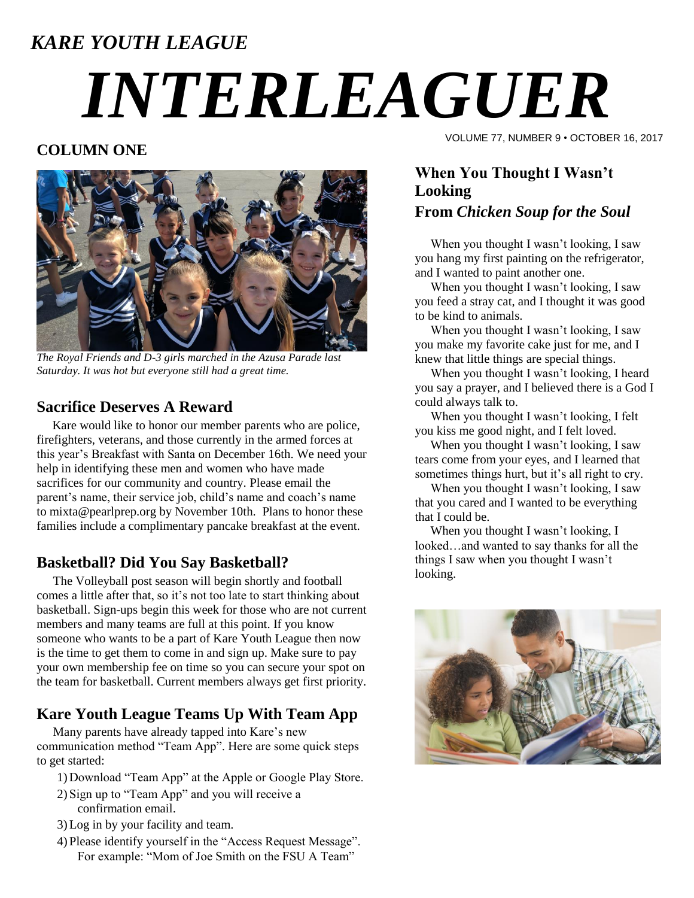*KARE YOUTH LEAGUE*

# *INTERLEAGUER*

VOLUME 77, NUMBER 9 • OCTOBER 16, 2017

## COLUMN ONE

*The Royal Friends and D-3 girls marched in the Azusa Parade last Saturday. It was hot but everyone still had a great time.*

### Sacrifice Deserves A Reward

Kare would like to honor our member parents who are police, firefighters, veterans, and those currently in the armed forces at this year's Breakfast with Santa on December 16th. We need your help in identifying these men and women who have made sacrifices for our community and country. Please email the parent's name, their service job, child's name and coach's name to mixta@pearlprep.org by November 10th. Plans to honor these families include a complimentary pancake breakfast at the event.

### Basketball? Did You Say Basketball?

The Volleyball post season will begin shortly and football comes a little after that, so it's not too late to start thinking about basketball. Sign-ups begin this week for those who are not current members and many teams are full at this point. If you know someone who wants to be a part of Kare Youth League then now is the time to get them to come in and sign up. Make sure to pay your own membership fee on time so you can secure your spot on the team for basketball. Current members always get first priority.

### Kare Youth League Teams Up With Team App

Many parents have already tapped into Kare's new communication method "Team App". Here are some quick steps to get started:

1) Download "Team App" at the Apple or Google Play Store.
2) Sign up to "Team App" and you will receive a confirmation email.
3) Log in by your facility and team.
4) Please identify yourself in the "Access Request Message". For example: "Mom of Joe Smith on the FSU A Team"

### When You Thought I Wasn't Looking
### From *Chicken Soup for the Soul*

When you thought I wasn't looking, I saw you hang my first painting on the refrigerator, and I wanted to paint another one.

When you thought I wasn't looking, I saw you feed a stray cat, and I thought it was good to be kind to animals.

When you thought I wasn't looking, I saw you make my favorite cake just for me, and I knew that little things are special things.

When you thought I wasn't looking, I heard you say a prayer, and I believed there is a God I could always talk to.

When you thought I wasn't looking, I felt you kiss me good night, and I felt loved.

When you thought I wasn't looking, I saw tears come from your eyes, and I learned that sometimes things hurt, but it's all right to cry.

When you thought I wasn't looking, I saw that you cared and I wanted to be everything that I could be.

When you thought I wasn't looking, I looked…and wanted to say thanks for all the things I saw when you thought I wasn't looking.